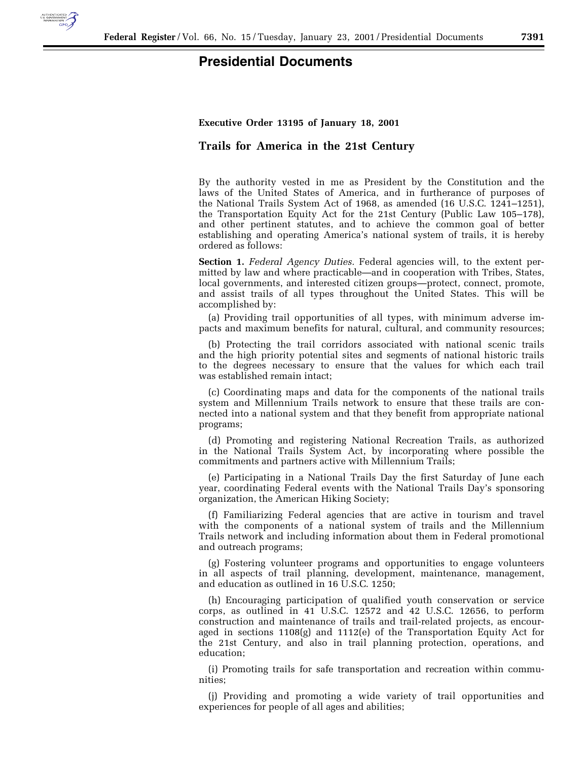# Presidential Documents

**Executive Order 13195 of January 18, 2001**

## Trails for America in the 21st Century

By the authority vested in me as President by the Constitution and the laws of the United States of America, and in furtherance of purposes of the National Trails System Act of 1968, as amended (16 U.S.C. 1241–1251), the Transportation Equity Act for the 21st Century (Public Law 105–178), and other pertinent statutes, and to achieve the common goal of better establishing and operating America's national system of trails, it is hereby ordered as follows:

**Section 1.** *Federal Agency Duties.* Federal agencies will, to the extent permitted by law and where practicable—and in cooperation with Tribes, States, local governments, and interested citizen groups—protect, connect, promote, and assist trails of all types throughout the United States. This will be accomplished by:

(a) Providing trail opportunities of all types, with minimum adverse impacts and maximum benefits for natural, cultural, and community resources;

(b) Protecting the trail corridors associated with national scenic trails and the high priority potential sites and segments of national historic trails to the degrees necessary to ensure that the values for which each trail was established remain intact;

(c) Coordinating maps and data for the components of the national trails system and Millennium Trails network to ensure that these trails are connected into a national system and that they benefit from appropriate national programs;

(d) Promoting and registering National Recreation Trails, as authorized in the National Trails System Act, by incorporating where possible the commitments and partners active with Millennium Trails;

(e) Participating in a National Trails Day the first Saturday of June each year, coordinating Federal events with the National Trails Day's sponsoring organization, the American Hiking Society;

(f) Familiarizing Federal agencies that are active in tourism and travel with the components of a national system of trails and the Millennium Trails network and including information about them in Federal promotional and outreach programs;

(g) Fostering volunteer programs and opportunities to engage volunteers in all aspects of trail planning, development, maintenance, management, and education as outlined in 16 U.S.C. 1250;

(h) Encouraging participation of qualified youth conservation or service corps, as outlined in 41 U.S.C. 12572 and 42 U.S.C. 12656, to perform construction and maintenance of trails and trail-related projects, as encouraged in sections 1108(g) and 1112(e) of the Transportation Equity Act for the 21st Century, and also in trail planning protection, operations, and education;

(i) Promoting trails for safe transportation and recreation within communities;

(j) Providing and promoting a wide variety of trail opportunities and experiences for people of all ages and abilities;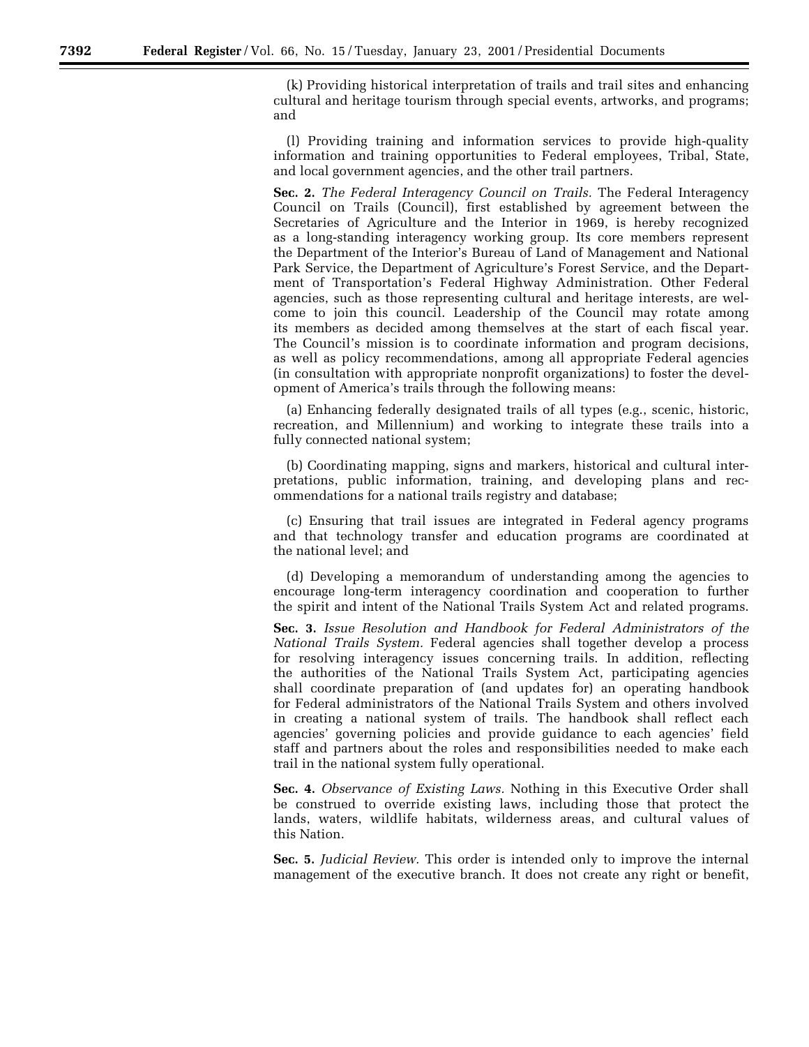(k) Providing historical interpretation of trails and trail sites and enhancing cultural and heritage tourism through special events, artworks, and programs; and

(l) Providing training and information services to provide high-quality information and training opportunities to Federal employees, Tribal, State, and local government agencies, and the other trail partners.

**Sec. 2.** *The Federal Interagency Council on Trails.* The Federal Interagency Council on Trails (Council), first established by agreement between the Secretaries of Agriculture and the Interior in 1969, is hereby recognized as a long-standing interagency working group. Its core members represent the Department of the Interior's Bureau of Land of Management and National Park Service, the Department of Agriculture's Forest Service, and the Department of Transportation's Federal Highway Administration. Other Federal agencies, such as those representing cultural and heritage interests, are welcome to join this council. Leadership of the Council may rotate among its members as decided among themselves at the start of each fiscal year. The Council's mission is to coordinate information and program decisions, as well as policy recommendations, among all appropriate Federal agencies (in consultation with appropriate nonprofit organizations) to foster the development of America's trails through the following means:

(a) Enhancing federally designated trails of all types (e.g., scenic, historic, recreation, and Millennium) and working to integrate these trails into a fully connected national system;

(b) Coordinating mapping, signs and markers, historical and cultural interpretations, public information, training, and developing plans and recommendations for a national trails registry and database;

(c) Ensuring that trail issues are integrated in Federal agency programs and that technology transfer and education programs are coordinated at the national level; and

(d) Developing a memorandum of understanding among the agencies to encourage long-term interagency coordination and cooperation to further the spirit and intent of the National Trails System Act and related programs.

**Sec. 3.** *Issue Resolution and Handbook for Federal Administrators of the National Trails System.* Federal agencies shall together develop a process for resolving interagency issues concerning trails. In addition, reflecting the authorities of the National Trails System Act, participating agencies shall coordinate preparation of (and updates for) an operating handbook for Federal administrators of the National Trails System and others involved in creating a national system of trails. The handbook shall reflect each agencies' governing policies and provide guidance to each agencies' field staff and partners about the roles and responsibilities needed to make each trail in the national system fully operational.

**Sec. 4.** *Observance of Existing Laws.* Nothing in this Executive Order shall be construed to override existing laws, including those that protect the lands, waters, wildlife habitats, wilderness areas, and cultural values of this Nation.

**Sec. 5.** *Judicial Review.* This order is intended only to improve the internal management of the executive branch. It does not create any right or benefit,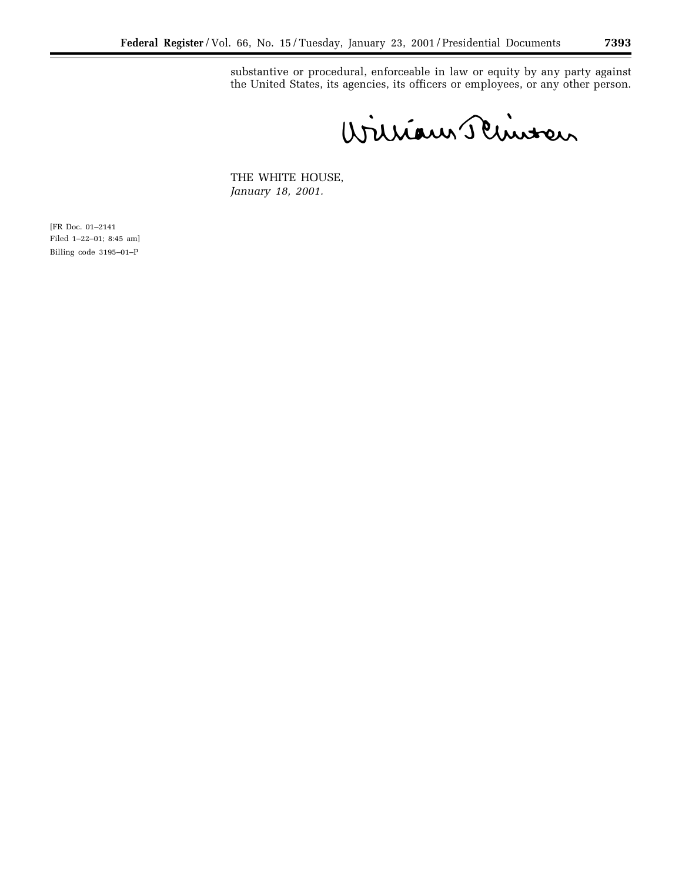substantive or procedural, enforceable in law or equity by any party against the United States, its agencies, its officers or employees, or any other person.

William J. Clinton

THE WHITE HOUSE,
*January 18, 2001.*

[FR Doc. 01–2141
Filed 1–22–01; 8:45 am]
Billing code 3195–01–P